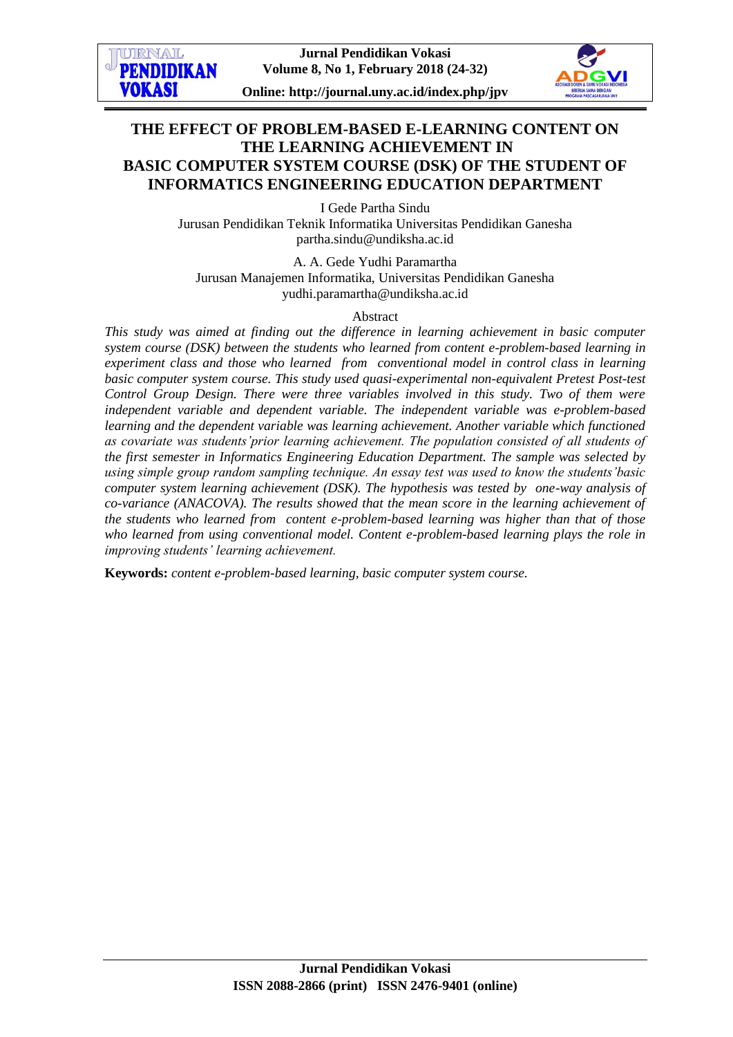# THE EFFECT OF PROBLEM-BASED E-LEARNING CONTENT ON THE LEARNING ACHIEVEMENT IN BASIC COMPUTER SYSTEM COURSE (DSK) OF THE STUDENT OF INFORMATICS ENGINEERING EDUCATION DEPARTMENT

I Gede Partha Sindu
Jurusan Pendidikan Teknik Informatika Universitas Pendidikan Ganesha
partha.sindu@undiksha.ac.id

A. A. Gede Yudhi Paramartha
Jurusan Manajemen Informatika, Universitas Pendidikan Ganesha
yudhi.paramartha@undiksha.ac.id

Abstract

*This study was aimed at finding out the difference in learning achievement in basic computer system course (DSK) between the students who learned from content e-problem-based learning in experiment class and those who learned from conventional model in control class in learning basic computer system course. This study used quasi-experimental non-equivalent Pretest Post-test Control Group Design. There were three variables involved in this study. Two of them were independent variable and dependent variable. The independent variable was e-problem-based learning and the dependent variable was learning achievement. Another variable which functioned as covariate was students'prior learning achievement. The population consisted of all students of the first semester in Informatics Engineering Education Department. The sample was selected by using simple group random sampling technique. An essay test was used to know the students'basic computer system learning achievement (DSK). The hypothesis was tested by one-way analysis of co-variance (ANACOVA). The results showed that the mean score in the learning achievement of the students who learned from content e-problem-based learning was higher than that of those who learned from using conventional model. Content e-problem-based learning plays the role in improving students' learning achievement.*

**Keywords:** *content e-problem-based learning, basic computer system course.*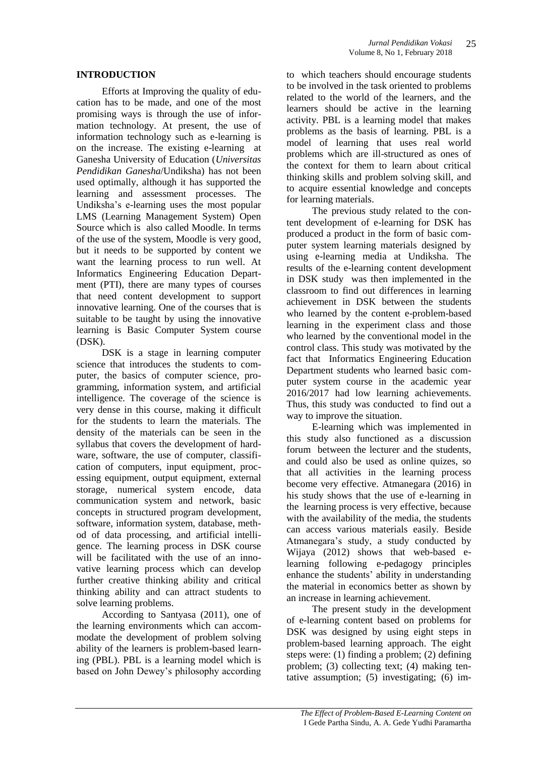## INTRODUCTION

Efforts at Improving the quality of education has to be made, and one of the most promising ways is through the use of information technology. At present, the use of information technology such as e-learning is on the increase. The existing e-learning at Ganesha University of Education (*Universitas Pendidikan Ganesha*/Undiksha) has not been used optimally, although it has supported the learning and assessment processes. The Undiksha's e-learning uses the most popular LMS (Learning Management System) Open Source which is also called Moodle. In terms of the use of the system, Moodle is very good, but it needs to be supported by content we want the learning process to run well. At Informatics Engineering Education Department (PTI), there are many types of courses that need content development to support innovative learning. One of the courses that is suitable to be taught by using the innovative learning is Basic Computer System course (DSK).

DSK is a stage in learning computer science that introduces the students to computer, the basics of computer science, programming, information system, and artificial intelligence. The coverage of the science is very dense in this course, making it difficult for the students to learn the materials. The density of the materials can be seen in the syllabus that covers the development of hardware, software, the use of computer, classification of computers, input equipment, processing equipment, output equipment, external storage, numerical system encode, data communication system and network, basic concepts in structured program development, software, information system, database, method of data processing, and artificial intelligence. The learning process in DSK course will be facilitated with the use of an innovative learning process which can develop further creative thinking ability and critical thinking ability and can attract students to solve learning problems.

According to Santyasa (2011), one of the learning environments which can accommodate the development of problem solving ability of the learners is problem-based learning (PBL). PBL is a learning model which is based on John Dewey's philosophy according to which teachers should encourage students to be involved in the task oriented to problems related to the world of the learners, and the learners should be active in the learning activity. PBL is a learning model that makes problems as the basis of learning. PBL is a model of learning that uses real world problems which are ill-structured as ones of the context for them to learn about critical thinking skills and problem solving skill, and to acquire essential knowledge and concepts for learning materials.

The previous study related to the content development of e-learning for DSK has produced a product in the form of basic computer system learning materials designed by using e-learning media at Undiksha. The results of the e-learning content development in DSK study was then implemented in the classroom to find out differences in learning achievement in DSK between the students who learned by the content e-problem-based learning in the experiment class and those who learned by the conventional model in the control class. This study was motivated by the fact that Informatics Engineering Education Department students who learned basic computer system course in the academic year 2016/2017 had low learning achievements. Thus, this study was conducted to find out a way to improve the situation.

E-learning which was implemented in this study also functioned as a discussion forum between the lecturer and the students, and could also be used as online quizes, so that all activities in the learning process become very effective. Atmanegara (2016) in his study shows that the use of e-learning in the learning process is very effective, because with the availability of the media, the students can access various materials easily. Beside Atmanegara's study, a study conducted by Wijaya (2012) shows that web-based e-learning following e-pedagogy principles enhance the students' ability in understanding the material in economics better as shown by an increase in learning achievement.

The present study in the development of e-learning content based on problems for DSK was designed by using eight steps in problem-based learning approach. The eight steps were: (1) finding a problem; (2) defining problem; (3) collecting text; (4) making tentative assumption; (5) investigating; (6) im-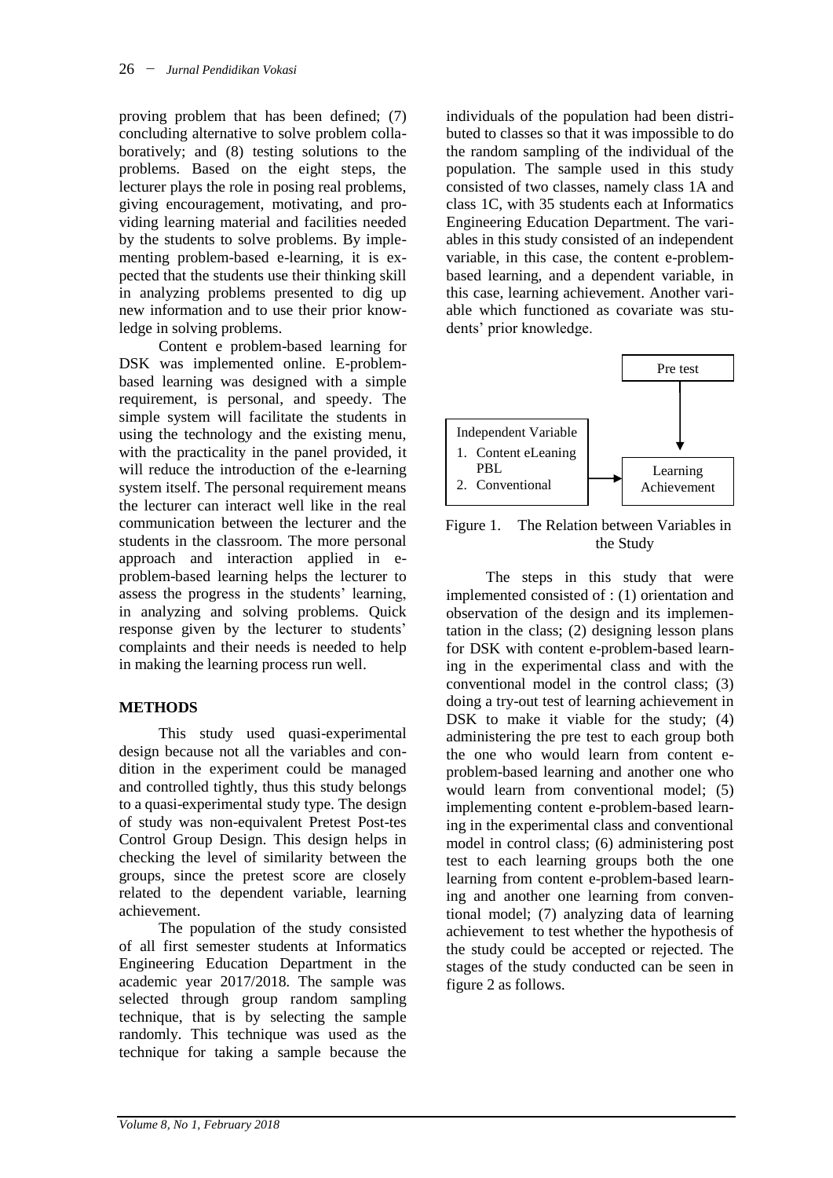proving problem that has been defined; (7) concluding alternative to solve problem collaboratively; and (8) testing solutions to the problems. Based on the eight steps, the lecturer plays the role in posing real problems, giving encouragement, motivating, and providing learning material and facilities needed by the students to solve problems. By implementing problem-based e-learning, it is expected that the students use their thinking skill in analyzing problems presented to dig up new information and to use their prior knowledge in solving problems.

Content e problem-based learning for DSK was implemented online. E-problem-based learning was designed with a simple requirement, is personal, and speedy. The simple system will facilitate the students in using the technology and the existing menu, with the practicality in the panel provided, it will reduce the introduction of the e-learning system itself. The personal requirement means the lecturer can interact well like in the real communication between the lecturer and the students in the classroom. The more personal approach and interaction applied in e-problem-based learning helps the lecturer to assess the progress in the students' learning, in analyzing and solving problems. Quick response given by the lecturer to students' complaints and their needs is needed to help in making the learning process run well.

## METHODS

This study used quasi-experimental design because not all the variables and condition in the experiment could be managed and controlled tightly, thus this study belongs to a quasi-experimental study type. The design of study was non-equivalent Pretest Post-tes Control Group Design. This design helps in checking the level of similarity between the groups, since the pretest score are closely related to the dependent variable, learning achievement.

The population of the study consisted of all first semester students at Informatics Engineering Education Department in the academic year 2017/2018. The sample was selected through group random sampling technique, that is by selecting the sample randomly. This technique was used as the technique for taking a sample because the individuals of the population had been distributed to classes so that it was impossible to do the random sampling of the individual of the population. The sample used in this study consisted of two classes, namely class 1A and class 1C, with 35 students each at Informatics Engineering Education Department. The variables in this study consisted of an independent variable, in this case, the content e-problem-based learning, and a dependent variable, in this case, learning achievement. Another variable which functioned as covariate was students' prior knowledge.

Pre test

Independent Variable
1. Content eLeaning PBL
2. Conventional

Learning Achievement

Figure 1. The Relation between Variables in the Study

The steps in this study that were implemented consisted of : (1) orientation and observation of the design and its implementation in the class; (2) designing lesson plans for DSK with content e-problem-based learning in the experimental class and with the conventional model in the control class; (3) doing a try-out test of learning achievement in DSK to make it viable for the study; (4) administering the pre test to each group both the one who would learn from content e-problem-based learning and another one who would learn from conventional model; (5) implementing content e-problem-based learning in the experimental class and conventional model in control class; (6) administering post test to each learning groups both the one learning from content e-problem-based learning and another one learning from conventional model; (7) analyzing data of learning achievement to test whether the hypothesis of the study could be accepted or rejected. The stages of the study conducted can be seen in figure 2 as follows.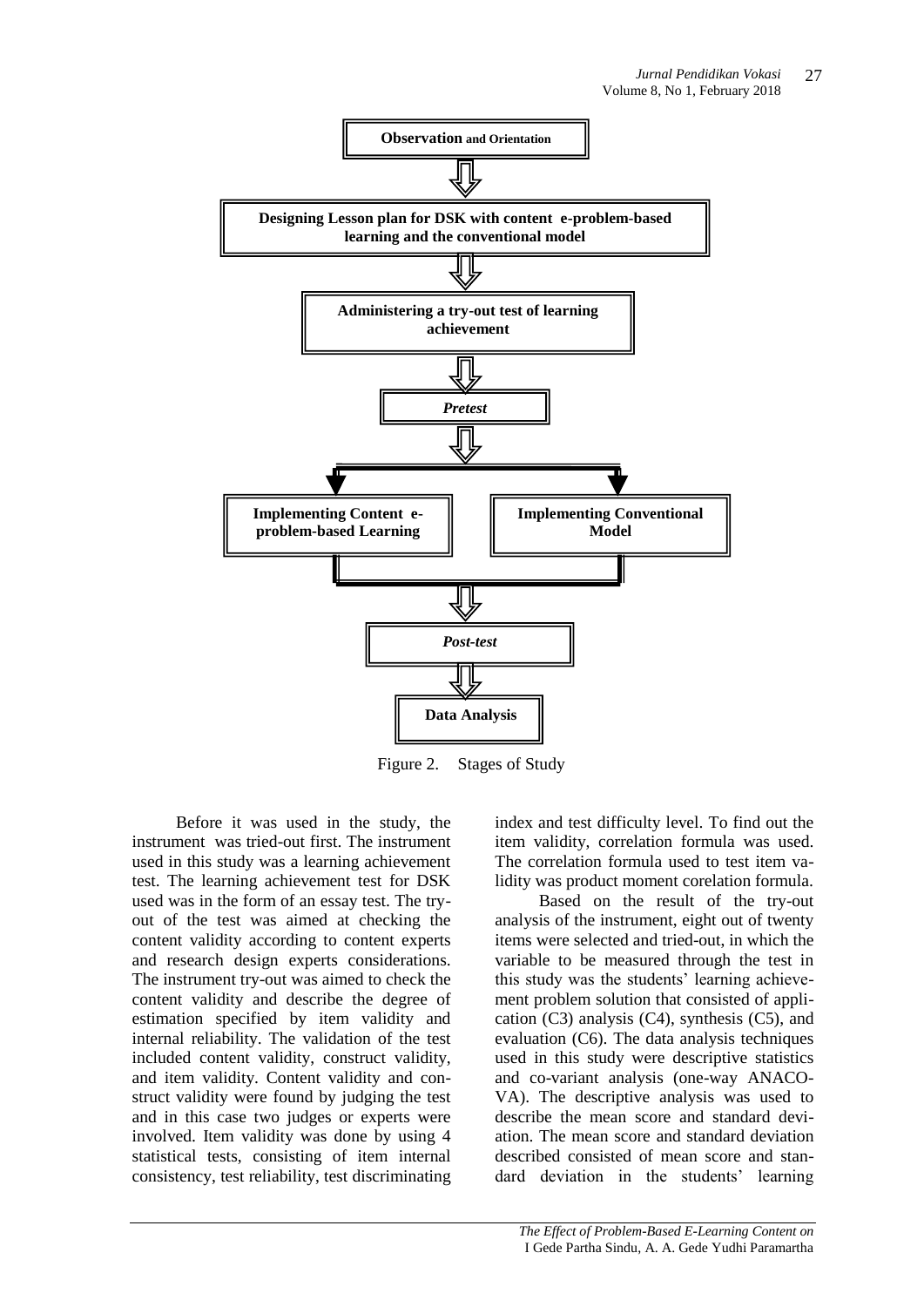**Observation and Orientation**

⇩

**Designing Lesson plan for DSK with content e-problem-based learning and the conventional model**

⇩

**Administering a try-out test of learning achievement**

⇩

***Pretest***

⇩

**Implementing Content e-problem-based Learning** | **Implementing Conventional Model**

⇩

***Post-test***

⇩

**Data Analysis**

Figure 2. Stages of Study

Before it was used in the study, the instrument was tried-out first. The instrument used in this study was a learning achievement test. The learning achievement test for DSK used was in the form of an essay test. The try-out of the test was aimed at checking the content validity according to content experts and research design experts considerations. The instrument try-out was aimed to check the content validity and describe the degree of estimation specified by item validity and internal reliability. The validation of the test included content validity, construct validity, and item validity. Content validity and construct validity were found by judging the test and in this case two judges or experts were involved. Item validity was done by using 4 statistical tests, consisting of item internal consistency, test reliability, test discriminating index and test difficulty level. To find out the item validity, correlation formula was used. The correlation formula used to test item validity was product moment corelation formula.

Based on the result of the try-out analysis of the instrument, eight out of twenty items were selected and tried-out, in which the variable to be measured through the test in this study was the students' learning achievement problem solution that consisted of application (C3) analysis (C4), synthesis (C5), and evaluation (C6). The data analysis techniques used in this study were descriptive statistics and co-variant analysis (one-way ANACOVA). The descriptive analysis was used to describe the mean score and standard deviation. The mean score and standard deviation described consisted of mean score and standard deviation in the students' learning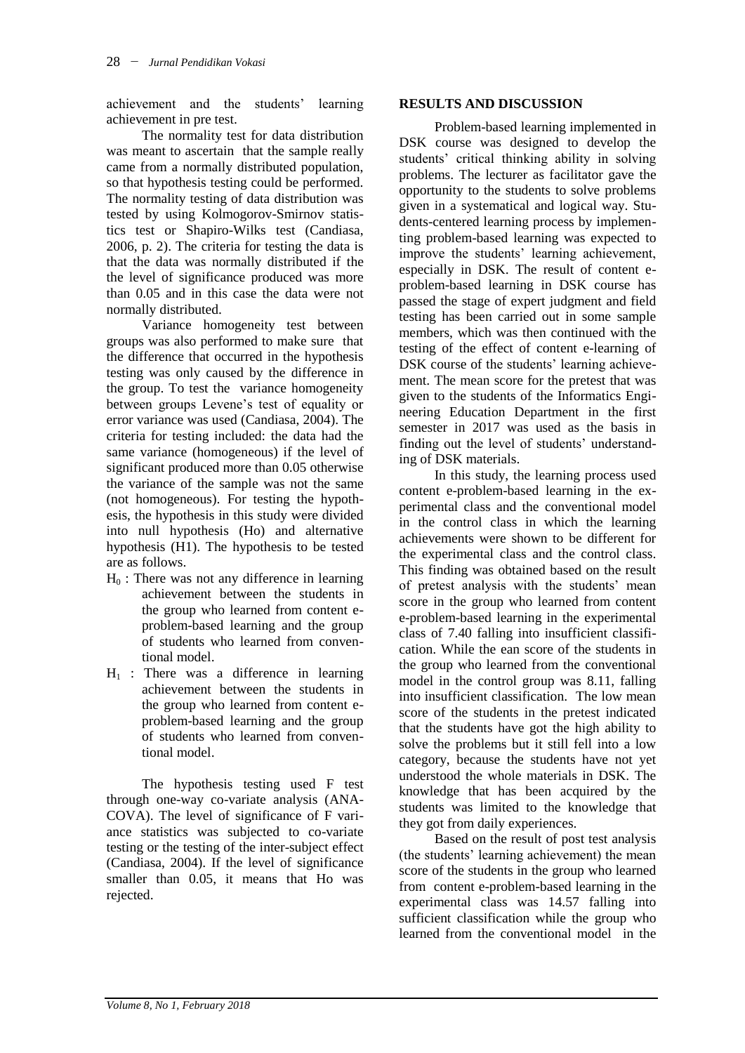achievement and the students' learning achievement in pre test.

The normality test for data distribution was meant to ascertain that the sample really came from a normally distributed population, so that hypothesis testing could be performed. The normality testing of data distribution was tested by using Kolmogorov-Smirnov statistics test or Shapiro-Wilks test (Candiasa, 2006, p. 2). The criteria for testing the data is that the data was normally distributed if the the level of significance produced was more than 0.05 and in this case the data were not normally distributed.

Variance homogeneity test between groups was also performed to make sure that the difference that occurred in the hypothesis testing was only caused by the difference in the group. To test the variance homogeneity between groups Levene's test of equality or error variance was used (Candiasa, 2004). The criteria for testing included: the data had the same variance (homogeneous) if the level of significant produced more than 0.05 otherwise the variance of the sample was not the same (not homogeneous). For testing the hypothesis, the hypothesis in this study were divided into null hypothesis (Ho) and alternative hypothesis (H1). The hypothesis to be tested are as follows.

- $H_0$ : There was not any difference in learning achievement between the students in the group who learned from content e-problem-based learning and the group of students who learned from conventional model.
- $H_1$ : There was a difference in learning achievement between the students in the group who learned from content e-problem-based learning and the group of students who learned from conventional model.

The hypothesis testing used F test through one-way co-variate analysis (ANACOVA). The level of significance of F variance statistics was subjected to co-variate testing or the testing of the inter-subject effect (Candiasa, 2004). If the level of significance smaller than 0.05, it means that Ho was rejected.

## RESULTS AND DISCUSSION

Problem-based learning implemented in DSK course was designed to develop the students' critical thinking ability in solving problems. The lecturer as facilitator gave the opportunity to the students to solve problems given in a systematical and logical way. Students-centered learning process by implementing problem-based learning was expected to improve the students' learning achievement, especially in DSK. The result of content e-problem-based learning in DSK course has passed the stage of expert judgment and field testing has been carried out in some sample members, which was then continued with the testing of the effect of content e-learning of DSK course of the students' learning achievement. The mean score for the pretest that was given to the students of the Informatics Engineering Education Department in the first semester in 2017 was used as the basis in finding out the level of students' understanding of DSK materials.

In this study, the learning process used content e-problem-based learning in the experimental class and the conventional model in the control class in which the learning achievements were shown to be different for the experimental class and the control class. This finding was obtained based on the result of pretest analysis with the students' mean score in the group who learned from content e-problem-based learning in the experimental class of 7.40 falling into insufficient classification. While the ean score of the students in the group who learned from the conventional model in the control group was 8.11, falling into insufficient classification. The low mean score of the students in the pretest indicated that the students have got the high ability to solve the problems but it still fell into a low category, because the students have not yet understood the whole materials in DSK. The knowledge that has been acquired by the students was limited to the knowledge that they got from daily experiences.

Based on the result of post test analysis (the students' learning achievement) the mean score of the students in the group who learned from content e-problem-based learning in the experimental class was 14.57 falling into sufficient classification while the group who learned from the conventional model in the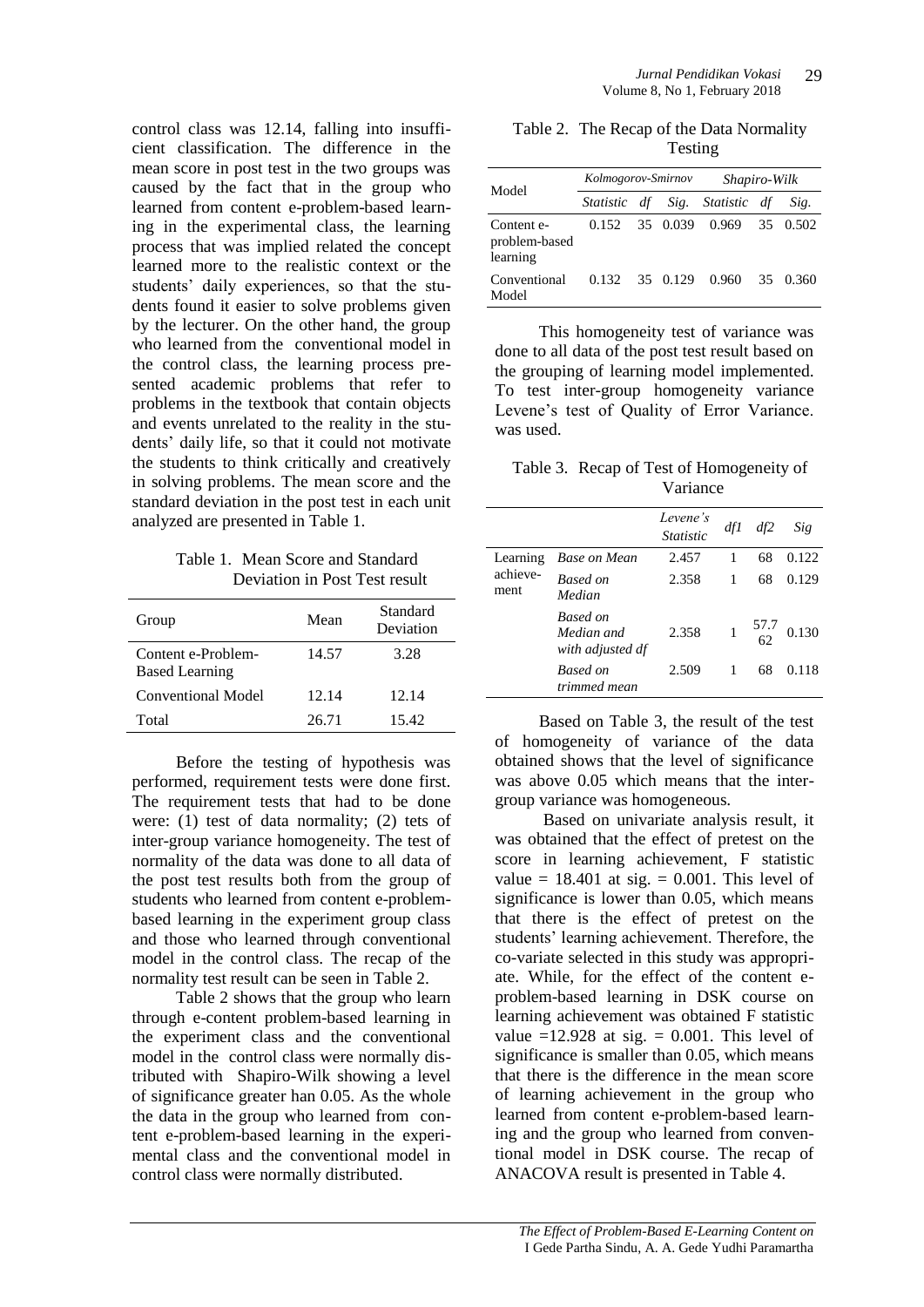control class was 12.14, falling into insufficient classification. The difference in the mean score in post test in the two groups was caused by the fact that in the group who learned from content e-problem-based learning in the experimental class, the learning process that was implied related the concept learned more to the realistic context or the students' daily experiences, so that the students found it easier to solve problems given by the lecturer. On the other hand, the group who learned from the conventional model in the control class, the learning process presented academic problems that refer to problems in the textbook that contain objects and events unrelated to the reality in the students' daily life, so that it could not motivate the students to think critically and creatively in solving problems. The mean score and the standard deviation in the post test in each unit analyzed are presented in Table 1.

Table 1. Mean Score and Standard Deviation in Post Test result

| Group | Mean | Standard Deviation |
|---|---|---|
| Content e-Problem-Based Learning | 14.57 | 3.28 |
| Conventional Model | 12.14 | 12.14 |
| Total | 26.71 | 15.42 |

Before the testing of hypothesis was performed, requirement tests were done first. The requirement tests that had to be done were: (1) test of data normality; (2) tets of inter-group variance homogeneity. The test of normality of the data was done to all data of the post test results both from the group of students who learned from content e-problem-based learning in the experiment group class and those who learned through conventional model in the control class. The recap of the normality test result can be seen in Table 2.

Table 2 shows that the group who learn through e-content problem-based learning in the experiment class and the conventional model in the control class were normally distributed with Shapiro-Wilk showing a level of significance greater han 0.05. As the whole the data in the group who learned from content e-problem-based learning in the experimental class and the conventional model in control class were normally distributed.

Table 2. The Recap of the Data Normality Testing

| Model | *Kolmogorov-Smirnov* | | | *Shapiro-Wilk* | | |
|---|---|---|---|---|---|---|
| | *Statistic* | *df* | *Sig.* | *Statistic* | *df* | *Sig.* |
| Content e-problem-based learning | 0.152 | 35 | 0.039 | 0.969 | 35 | 0.502 |
| Conventional Model | 0.132 | 35 | 0.129 | 0.960 | 35 | 0.360 |

This homogeneity test of variance was done to all data of the post test result based on the grouping of learning model implemented. To test inter-group homogeneity variance Levene's test of Quality of Error Variance. was used.

Table 3. Recap of Test of Homogeneity of Variance

| | | *Levene's Statistic* | *df1* | *df2* | *Sig* |
|---|---|---|---|---|---|
| Learning achievement | *Base on Mean* | 2.457 | 1 | 68 | 0.122 |
| | *Based on Median* | 2.358 | 1 | 68 | 0.129 |
| | *Based on Median and with adjusted df* | 2.358 | 1 | 57.762 | 0.130 |
| | *Based on trimmed mean* | 2.509 | 1 | 68 | 0.118 |

Based on Table 3, the result of the test of homogeneity of variance of the data obtained shows that the level of significance was above 0.05 which means that the inter-group variance was homogeneous.

Based on univariate analysis result, it was obtained that the effect of pretest on the score in learning achievement, F statistic value = 18.401 at sig. = 0.001. This level of significance is lower than 0.05, which means that there is the effect of pretest on the students' learning achievement. Therefore, the co-variate selected in this study was appropriate. While, for the effect of the content e-problem-based learning in DSK course on learning achievement was obtained F statistic value =12.928 at sig. = 0.001. This level of significance is smaller than 0.05, which means that there is the difference in the mean score of learning achievement in the group who learned from content e-problem-based learning and the group who learned from conventional model in DSK course. The recap of ANACOVA result is presented in Table 4.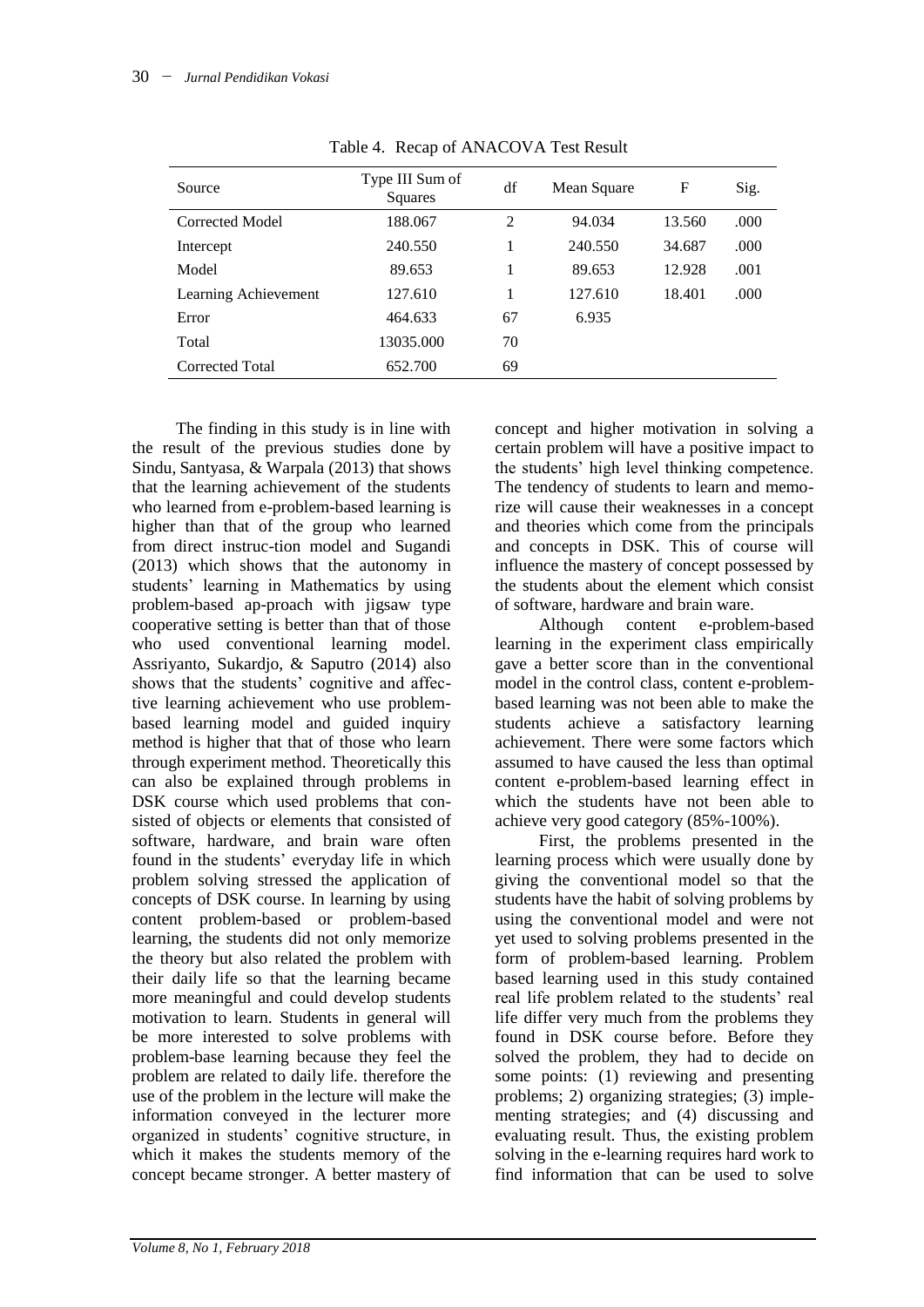Table 4. Recap of ANACOVA Test Result

| Source | Type III Sum of Squares | df | Mean Square | F | Sig. |
|---|---|---|---|---|---|
| Corrected Model | 188.067 | 2 | 94.034 | 13.560 | .000 |
| Intercept | 240.550 | 1 | 240.550 | 34.687 | .000 |
| Model | 89.653 | 1 | 89.653 | 12.928 | .001 |
| Learning Achievement | 127.610 | 1 | 127.610 | 18.401 | .000 |
| Error | 464.633 | 67 | 6.935 | | |
| Total | 13035.000 | 70 | | | |
| Corrected Total | 652.700 | 69 | | | |

The finding in this study is in line with the result of the previous studies done by Sindu, Santyasa, & Warpala (2013) that shows that the learning achievement of the students who learned from e-problem-based learning is higher than that of the group who learned from direct instruc-tion model and Sugandi (2013) which shows that the autonomy in students' learning in Mathematics by using problem-based ap-proach with jigsaw type cooperative setting is better than that of those who used conventional learning model. Assriyanto, Sukardjo, & Saputro (2014) also shows that the students' cognitive and affec-tive learning achievement who use problem-based learning model and guided inquiry method is higher that that of those who learn through experiment method. Theoretically this can also be explained through problems in DSK course which used problems that con-sisted of objects or elements that consisted of software, hardware, and brain ware often found in the students' everyday life in which problem solving stressed the application of concepts of DSK course. In learning by using content problem-based or problem-based learning, the students did not only memorize the theory but also related the problem with their daily life so that the learning became more meaningful and could develop students motivation to learn. Students in general will be more interested to solve problems with problem-base learning because they feel the problem are related to daily life. therefore the use of the problem in the lecture will make the information conveyed in the lecturer more organized in students' cognitive structure, in which it makes the students memory of the concept became stronger. A better mastery of concept and higher motivation in solving a certain problem will have a positive impact to the students' high level thinking competence. The tendency of students to learn and memo-rize will cause their weaknesses in a concept and theories which come from the principals and concepts in DSK. This of course will influence the mastery of concept possessed by the students about the element which consist of software, hardware and brain ware.

Although content e-problem-based learning in the experiment class empirically gave a better score than in the conventional model in the control class, content e-problem-based learning was not been able to make the students achieve a satisfactory learning achievement. There were some factors which assumed to have caused the less than optimal content e-problem-based learning effect in which the students have not been able to achieve very good category (85%-100%).

First, the problems presented in the learning process which were usually done by giving the conventional model so that the students have the habit of solving problems by using the conventional model and were not yet used to solving problems presented in the form of problem-based learning. Problem based learning used in this study contained real life problem related to the students' real life differ very much from the problems they found in DSK course before. Before they solved the problem, they had to decide on some points: (1) reviewing and presenting problems; 2) organizing strategies; (3) imple-menting strategies; and (4) discussing and evaluating result. Thus, the existing problem solving in the e-learning requires hard work to find information that can be used to solve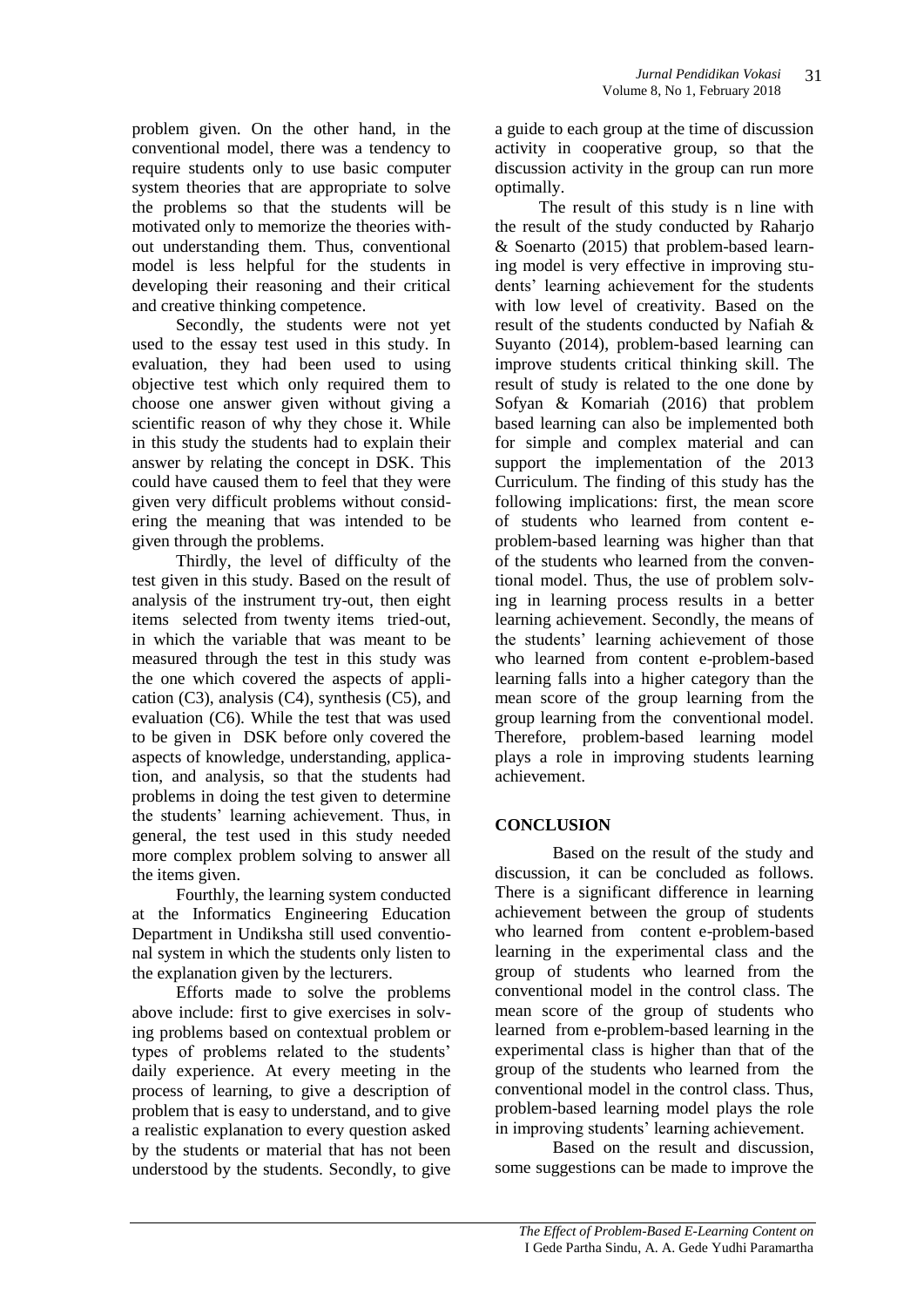problem given. On the other hand, in the conventional model, there was a tendency to require students only to use basic computer system theories that are appropriate to solve the problems so that the students will be motivated only to memorize the theories without understanding them. Thus, conventional model is less helpful for the students in developing their reasoning and their critical and creative thinking competence.

Secondly, the students were not yet used to the essay test used in this study. In evaluation, they had been used to using objective test which only required them to choose one answer given without giving a scientific reason of why they chose it. While in this study the students had to explain their answer by relating the concept in DSK. This could have caused them to feel that they were given very difficult problems without considering the meaning that was intended to be given through the problems.

Thirdly, the level of difficulty of the test given in this study. Based on the result of analysis of the instrument try-out, then eight items selected from twenty items tried-out, in which the variable that was meant to be measured through the test in this study was the one which covered the aspects of application (C3), analysis (C4), synthesis (C5), and evaluation (C6). While the test that was used to be given in DSK before only covered the aspects of knowledge, understanding, application, and analysis, so that the students had problems in doing the test given to determine the students' learning achievement. Thus, in general, the test used in this study needed more complex problem solving to answer all the items given.

Fourthly, the learning system conducted at the Informatics Engineering Education Department in Undiksha still used conventional system in which the students only listen to the explanation given by the lecturers.

Efforts made to solve the problems above include: first to give exercises in solving problems based on contextual problem or types of problems related to the students' daily experience. At every meeting in the process of learning, to give a description of problem that is easy to understand, and to give a realistic explanation to every question asked by the students or material that has not been understood by the students. Secondly, to give a guide to each group at the time of discussion activity in cooperative group, so that the discussion activity in the group can run more optimally.

The result of this study is n line with the result of the study conducted by Raharjo & Soenarto (2015) that problem-based learning model is very effective in improving students' learning achievement for the students with low level of creativity. Based on the result of the students conducted by Nafiah & Suyanto (2014), problem-based learning can improve students critical thinking skill. The result of study is related to the one done by Sofyan & Komariah (2016) that problem based learning can also be implemented both for simple and complex material and can support the implementation of the 2013 Curriculum. The finding of this study has the following implications: first, the mean score of students who learned from content e-problem-based learning was higher than that of the students who learned from the conventional model. Thus, the use of problem solving in learning process results in a better learning achievement. Secondly, the means of the students' learning achievement of those who learned from content e-problem-based learning falls into a higher category than the mean score of the group learning from the group learning from the conventional model. Therefore, problem-based learning model plays a role in improving students learning achievement.

## CONCLUSION

Based on the result of the study and discussion, it can be concluded as follows. There is a significant difference in learning achievement between the group of students who learned from content e-problem-based learning in the experimental class and the group of students who learned from the conventional model in the control class. The mean score of the group of students who learned from e-problem-based learning in the experimental class is higher than that of the group of the students who learned from the conventional model in the control class. Thus, problem-based learning model plays the role in improving students' learning achievement.

Based on the result and discussion, some suggestions can be made to improve the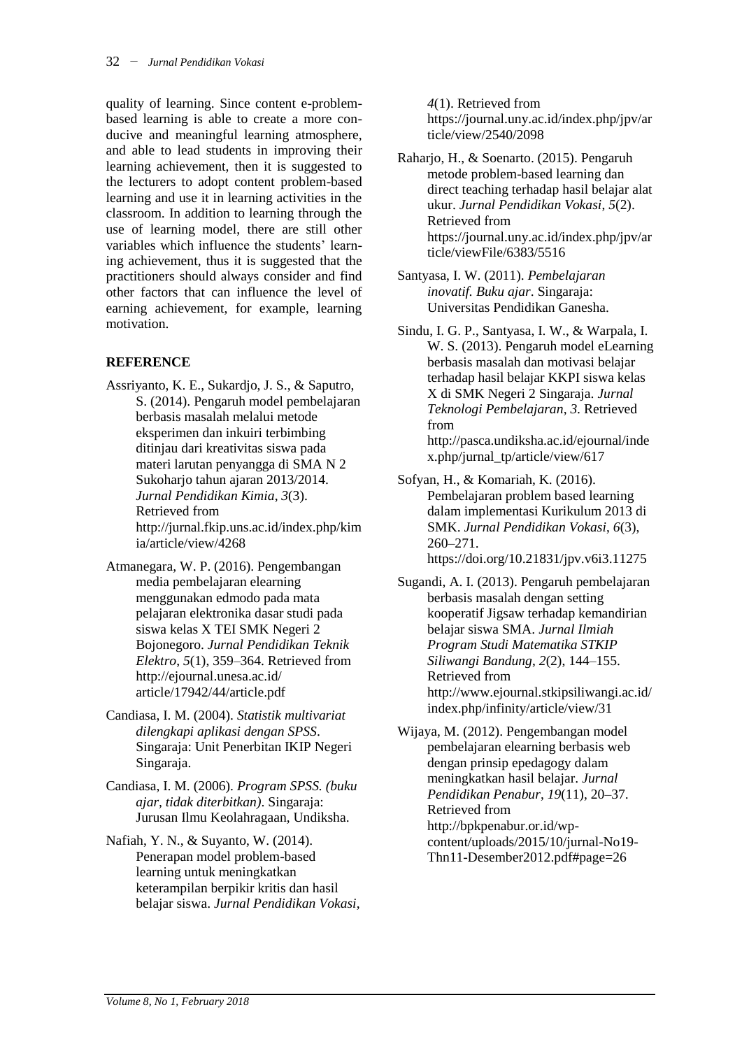quality of learning. Since content e-problem-based learning is able to create a more conducive and meaningful learning atmosphere, and able to lead students in improving their learning achievement, then it is suggested to the lecturers to adopt content problem-based learning and use it in learning activities in the classroom. In addition to learning through the use of learning model, there are still other variables which influence the students' learning achievement, thus it is suggested that the practitioners should always consider and find other factors that can influence the level of earning achievement, for example, learning motivation.

## REFERENCE

Assriyanto, K. E., Sukardjo, J. S., & Saputro, S. (2014). Pengaruh model pembelajaran berbasis masalah melalui metode eksperimen dan inkuiri terbimbing ditinjau dari kreativitas siswa pada materi larutan penyangga di SMA N 2 Sukoharjo tahun ajaran 2013/2014. *Jurnal Pendidikan Kimia*, *3*(3). Retrieved from http://jurnal.fkip.uns.ac.id/index.php/kimia/article/view/4268

Atmanegara, W. P. (2016). Pengembangan media pembelajaran elearning menggunakan edmodo pada mata pelajaran elektronika dasar studi pada siswa kelas X TEI SMK Negeri 2 Bojonegoro. *Jurnal Pendidikan Teknik Elektro*, *5*(1), 359–364. Retrieved from http://ejournal.unesa.ac.id/ article/17942/44/article.pdf

Candiasa, I. M. (2004). *Statistik multivariat dilengkapi aplikasi dengan SPSS*. Singaraja: Unit Penerbitan IKIP Negeri Singaraja.

Candiasa, I. M. (2006). *Program SPSS. (buku ajar, tidak diterbitkan)*. Singaraja: Jurusan Ilmu Keolahragaan, Undiksha.

Nafiah, Y. N., & Suyanto, W. (2014). Penerapan model problem-based learning untuk meningkatkan keterampilan berpikir kritis dan hasil belajar siswa. *Jurnal Pendidikan Vokasi*, *4*(1). Retrieved from https://journal.uny.ac.id/index.php/jpv/article/view/2540/2098

Raharjo, H., & Soenarto. (2015). Pengaruh metode problem-based learning dan direct teaching terhadap hasil belajar alat ukur. *Jurnal Pendidikan Vokasi*, *5*(2). Retrieved from https://journal.uny.ac.id/index.php/jpv/article/viewFile/6383/5516

Santyasa, I. W. (2011). *Pembelajaran inovatif. Buku ajar*. Singaraja: Universitas Pendidikan Ganesha.

Sindu, I. G. P., Santyasa, I. W., & Warpala, I. W. S. (2013). Pengaruh model eLearning berbasis masalah dan motivasi belajar terhadap hasil belajar KKPI siswa kelas X di SMK Negeri 2 Singaraja. *Jurnal Teknologi Pembelajaran*, *3*. Retrieved from http://pasca.undiksha.ac.id/ejournal/index.php/jurnal_tp/article/view/617

Sofyan, H., & Komariah, K. (2016). Pembelajaran problem based learning dalam implementasi Kurikulum 2013 di SMK. *Jurnal Pendidikan Vokasi*, *6*(3), 260–271. https://doi.org/10.21831/jpv.v6i3.11275

Sugandi, A. I. (2013). Pengaruh pembelajaran berbasis masalah dengan setting kooperatif Jigsaw terhadap kemandirian belajar siswa SMA. *Jurnal Ilmiah Program Studi Matematika STKIP Siliwangi Bandung*, *2*(2), 144–155. Retrieved from http://www.ejournal.stkipsiliwangi.ac.id/index.php/infinity/article/view/31

Wijaya, M. (2012). Pengembangan model pembelajaran elearning berbasis web dengan prinsip epedagogy dalam meningkatkan hasil belajar. *Jurnal Pendidikan Penabur*, *19*(11), 20–37. Retrieved from http://bpkpenabur.or.id/wp-content/uploads/2015/10/jurnal-No19-Thn11-Desember2012.pdf#page=26